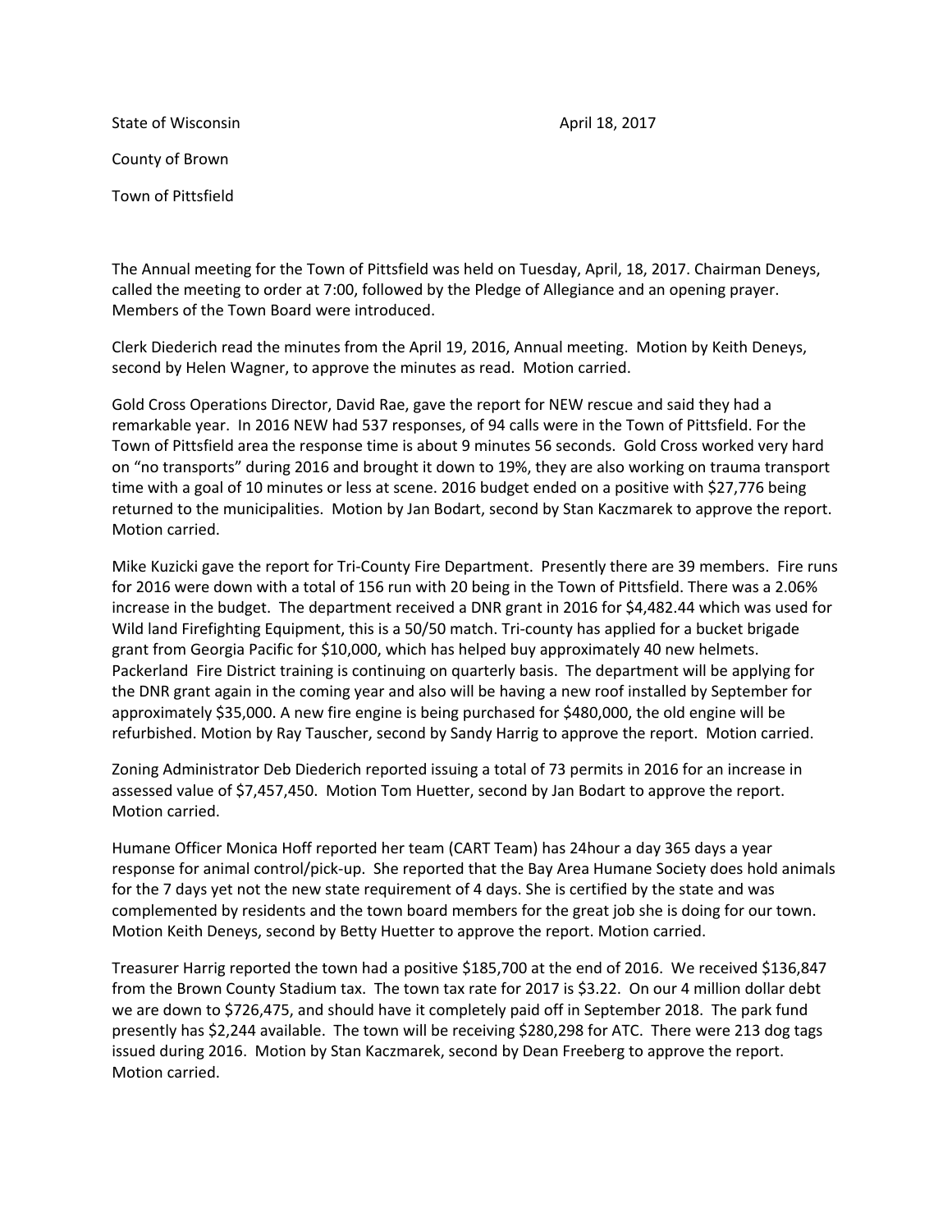State of Wisconsin April 18, 2017

County of Brown

Town of Pittsfield

The Annual meeting for the Town of Pittsfield was held on Tuesday, April, 18, 2017. Chairman Deneys, called the meeting to order at 7:00, followed by the Pledge of Allegiance and an opening prayer. Members of the Town Board were introduced.

Clerk Diederich read the minutes from the April 19, 2016, Annual meeting. Motion by Keith Deneys, second by Helen Wagner, to approve the minutes as read. Motion carried.

Gold Cross Operations Director, David Rae, gave the report for NEW rescue and said they had a remarkable year. In 2016 NEW had 537 responses, of 94 calls were in the Town of Pittsfield. For the Town of Pittsfield area the response time is about 9 minutes 56 seconds. Gold Cross worked very hard on "no transports" during 2016 and brought it down to 19%, they are also working on trauma transport time with a goal of 10 minutes or less at scene. 2016 budget ended on a positive with $27,776 being returned to the municipalities. Motion by Jan Bodart, second by Stan Kaczmarek to approve the report. Motion carried.

Mike Kuzicki gave the report for Tri-County Fire Department. Presently there are 39 members. Fire runs for 2016 were down with a total of 156 run with 20 being in the Town of Pittsfield. There was a 2.06% increase in the budget. The department received a DNR grant in 2016 for $4,482.44 which was used for Wild land Firefighting Equipment, this is a 50/50 match. Tri-county has applied for a bucket brigade grant from Georgia Pacific for $10,000, which has helped buy approximately 40 new helmets. Packerland Fire District training is continuing on quarterly basis. The department will be applying for the DNR grant again in the coming year and also will be having a new roof installed by September for approximately $35,000. A new fire engine is being purchased for $480,000, the old engine will be refurbished. Motion by Ray Tauscher, second by Sandy Harrig to approve the report. Motion carried.

Zoning Administrator Deb Diederich reported issuing a total of 73 permits in 2016 for an increase in assessed value of $7,457,450. Motion Tom Huetter, second by Jan Bodart to approve the report. Motion carried.

Humane Officer Monica Hoff reported her team (CART Team) has 24hour a day 365 days a year response for animal control/pick-up. She reported that the Bay Area Humane Society does hold animals for the 7 days yet not the new state requirement of 4 days. She is certified by the state and was complemented by residents and the town board members for the great job she is doing for our town. Motion Keith Deneys, second by Betty Huetter to approve the report. Motion carried.

Treasurer Harrig reported the town had a positive $185,700 at the end of 2016. We received $136,847 from the Brown County Stadium tax. The town tax rate for 2017 is $3.22. On our 4 million dollar debt we are down to $726,475, and should have it completely paid off in September 2018. The park fund presently has $2,244 available. The town will be receiving $280,298 for ATC. There were 213 dog tags issued during 2016. Motion by Stan Kaczmarek, second by Dean Freeberg to approve the report. Motion carried.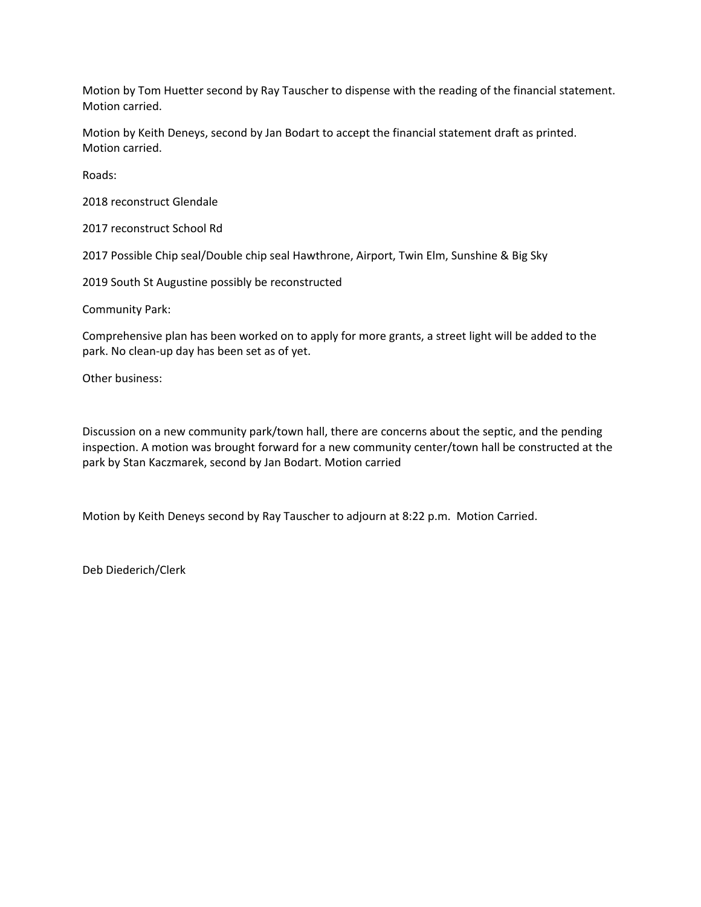Motion by Tom Huetter second by Ray Tauscher to dispense with the reading of the financial statement. Motion carried.

Motion by Keith Deneys, second by Jan Bodart to accept the financial statement draft as printed. Motion carried.

Roads:

2018 reconstruct Glendale

2017 reconstruct School Rd

2017 Possible Chip seal/Double chip seal Hawthrone, Airport, Twin Elm, Sunshine & Big Sky

2019 South St Augustine possibly be reconstructed

Community Park:

Comprehensive plan has been worked on to apply for more grants, a street light will be added to the park. No clean-up day has been set as of yet.

Other business:

Discussion on a new community park/town hall, there are concerns about the septic, and the pending inspection. A motion was brought forward for a new community center/town hall be constructed at the park by Stan Kaczmarek, second by Jan Bodart. Motion carried

Motion by Keith Deneys second by Ray Tauscher to adjourn at 8:22 p.m. Motion Carried.

Deb Diederich/Clerk